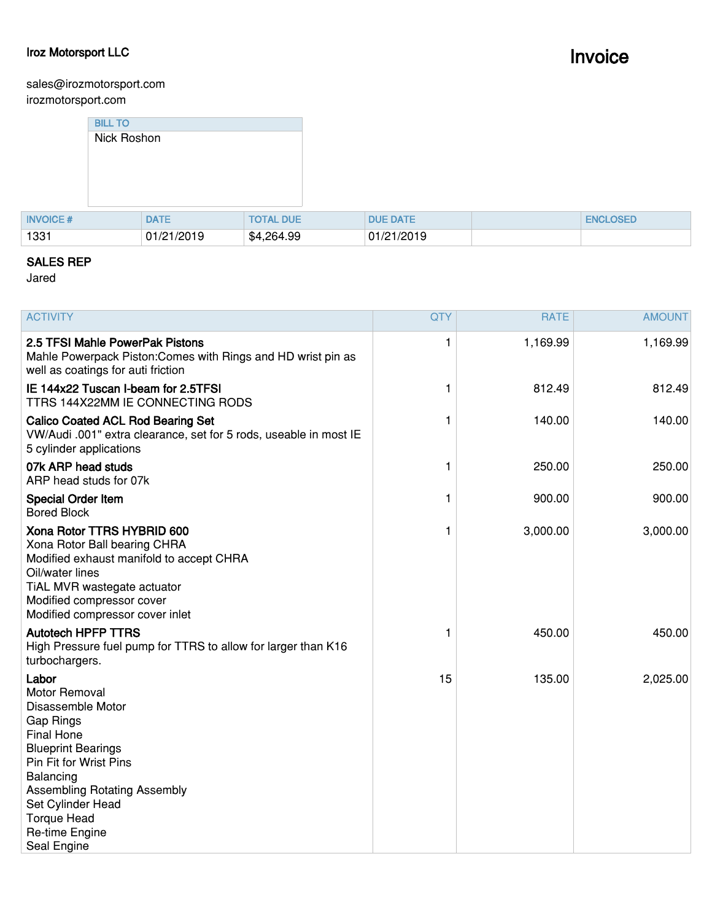**Iroz Motorsport LLC**

# Invoice

sales@irozmotorsport.com
irozmotorsport.com

| BILL TO |
| --- |
| Nick Roshon |

| INVOICE # | DATE | TOTAL DUE | DUE DATE | | ENCLOSED |
| --- | --- | --- | --- | --- | --- |
| 1331 | 01/21/2019 | $4,264.99 | 01/21/2019 | | |

**SALES REP**
Jared

| ACTIVITY | QTY | RATE | AMOUNT |
| --- | --- | --- | --- |
| **2.5 TFSI Mahle PowerPak Pistons**<br>Mahle Powerpack Piston:Comes with Rings and HD wrist pin as well as coatings for auti friction | 1 | 1,169.99 | 1,169.99 |
| **IE 144x22 Tuscan I-beam for 2.5TFSI**<br>TTRS 144X22MM IE CONNECTING RODS | 1 | 812.49 | 812.49 |
| **Calico Coated ACL Rod Bearing Set**<br>VW/Audi .001" extra clearance, set for 5 rods, useable in most IE 5 cylinder applications | 1 | 140.00 | 140.00 |
| **07k ARP head studs**<br>ARP head studs for 07k | 1 | 250.00 | 250.00 |
| **Special Order Item**<br>Bored Block | 1 | 900.00 | 900.00 |
| **Xona Rotor TTRS HYBRID 600**<br>Xona Rotor Ball bearing CHRA<br>Modified exhaust manifold to accept CHRA<br>Oil/water lines<br>TiAL MVR wastegate actuator<br>Modified compressor cover<br>Modified compressor cover inlet | 1 | 3,000.00 | 3,000.00 |
| **Autotech HPFP TTRS**<br>High Pressure fuel pump for TTRS to allow for larger than K16 turbochargers. | 1 | 450.00 | 450.00 |
| **Labor**<br>Motor Removal<br>Disassemble Motor<br>Gap Rings<br>Final Hone<br>Blueprint Bearings<br>Pin Fit for Wrist Pins<br>Balancing<br>Assembling Rotating Assembly<br>Set Cylinder Head<br>Torque Head<br>Re-time Engine<br>Seal Engine | 15 | 135.00 | 2,025.00 |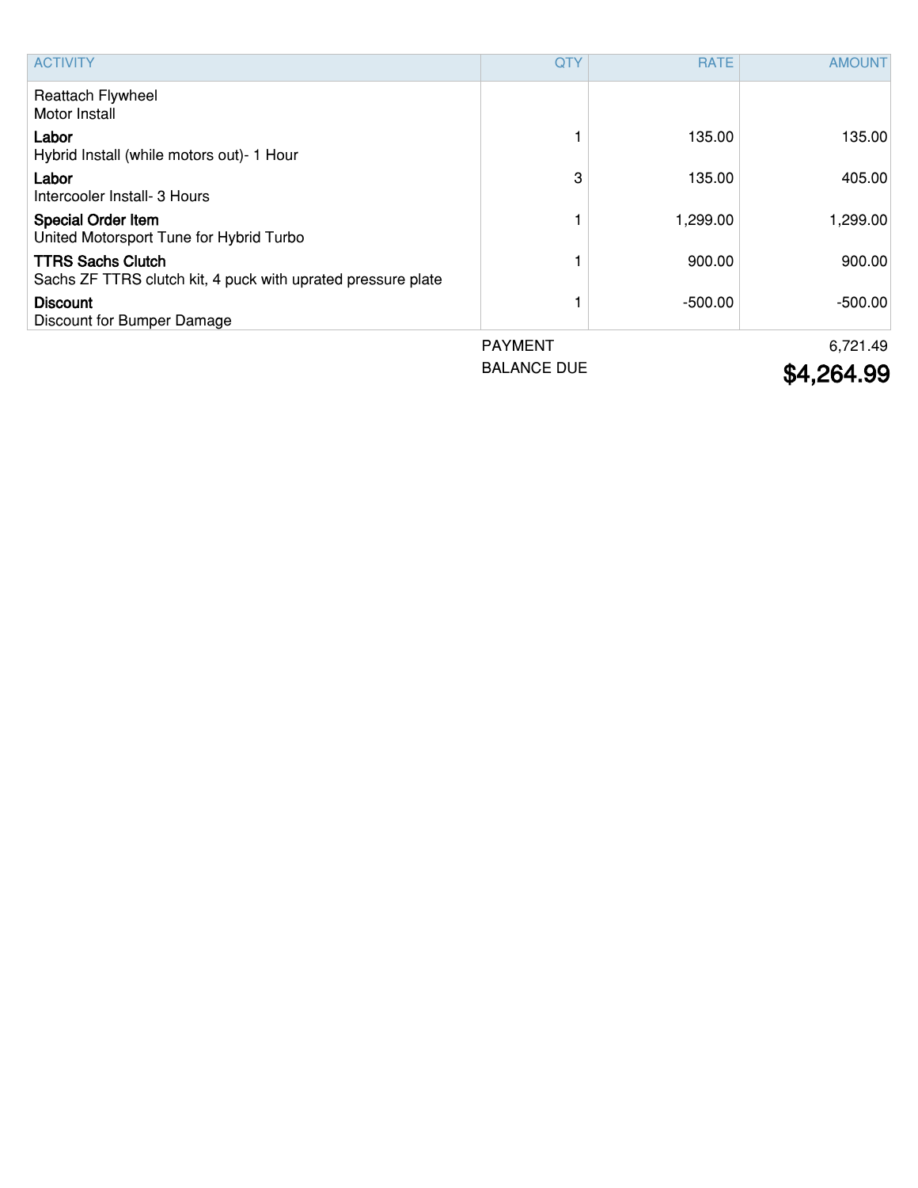| ACTIVITY | QTY | RATE | AMOUNT |
| --- | --- | --- | --- |
| Reattach Flywheel<br>Motor Install | | | |
| **Labor**<br>Hybrid Install (while motors out)- 1 Hour | 1 | 135.00 | 135.00 |
| **Labor**<br>Intercooler Install- 3 Hours | 3 | 135.00 | 405.00 |
| **Special Order Item**<br>United Motorsport Tune for Hybrid Turbo | 1 | 1,299.00 | 1,299.00 |
| **TTRS Sachs Clutch**<br>Sachs ZF TTRS clutch kit, 4 puck with uprated pressure plate | 1 | 900.00 | 900.00 |
| **Discount**<br>Discount for Bumper Damage | 1 | -500.00 | -500.00 |

PAYMENT 6,721.49

BALANCE DUE **$4,264.99**